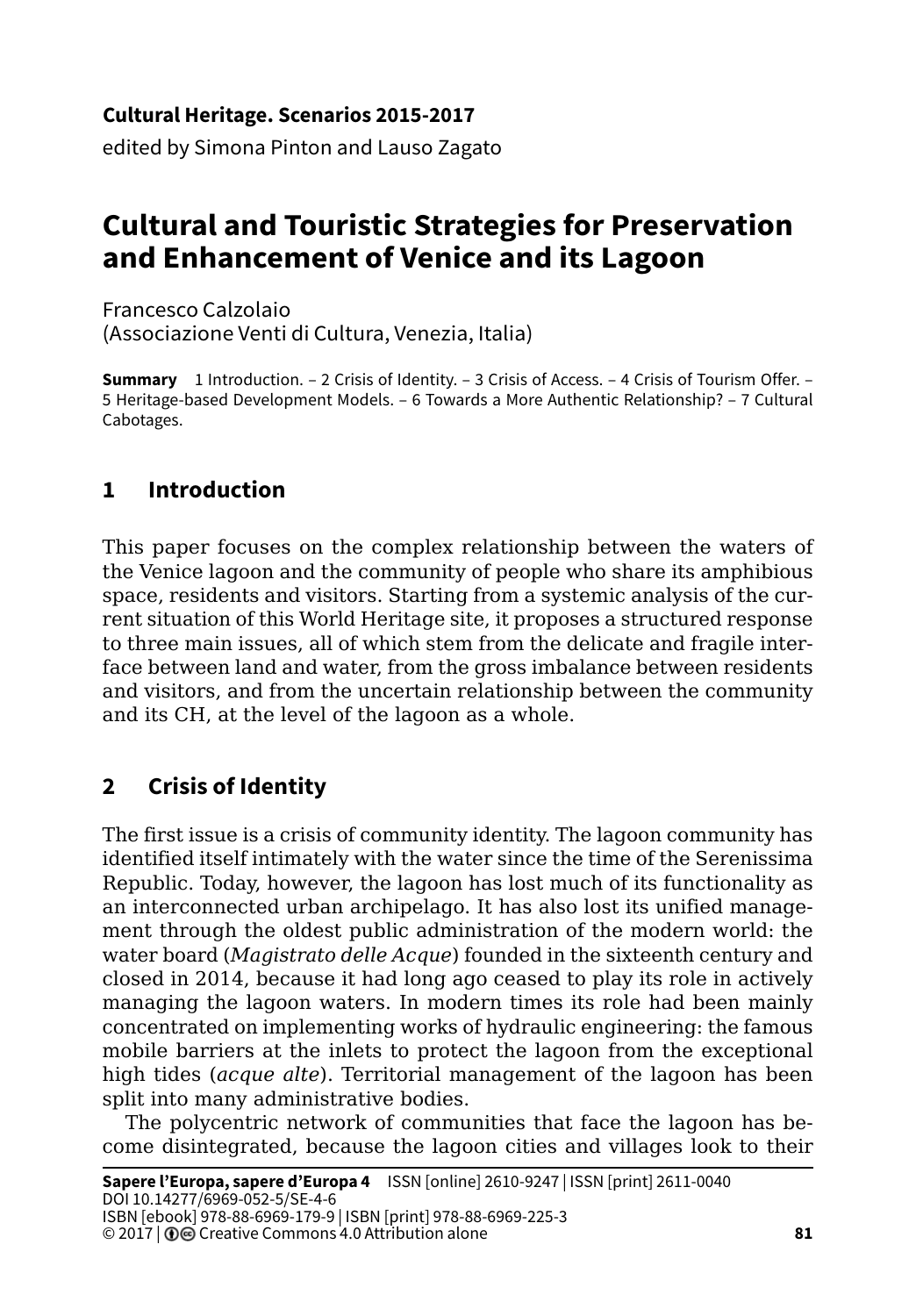**Cultural Heritage. Scenarios 2015-2017**
edited by Simona Pinton and Lauso Zagato

# Cultural and Touristic Strategies for Preservation and Enhancement of Venice and its Lagoon

Francesco Calzolaio
(Associazione Venti di Cultura, Venezia, Italia)

**Summary** 1 Introduction. – 2 Crisis of Identity. – 3 Crisis of Access. – 4 Crisis of Tourism Offer. – 5 Heritage-based Development Models. – 6 Towards a More Authentic Relationship? – 7 Cultural Cabotages.

## 1 Introduction

This paper focuses on the complex relationship between the waters of the Venice lagoon and the community of people who share its amphibious space, residents and visitors. Starting from a systemic analysis of the current situation of this World Heritage site, it proposes a structured response to three main issues, all of which stem from the delicate and fragile interface between land and water, from the gross imbalance between residents and visitors, and from the uncertain relationship between the community and its CH, at the level of the lagoon as a whole.

## 2 Crisis of Identity

The first issue is a crisis of community identity. The lagoon community has identified itself intimately with the water since the time of the Serenissima Republic. Today, however, the lagoon has lost much of its functionality as an interconnected urban archipelago. It has also lost its unified management through the oldest public administration of the modern world: the water board (*Magistrato delle Acque*) founded in the sixteenth century and closed in 2014, because it had long ago ceased to play its role in actively managing the lagoon waters. In modern times its role had been mainly concentrated on implementing works of hydraulic engineering: the famous mobile barriers at the inlets to protect the lagoon from the exceptional high tides (*acque alte*). Territorial management of the lagoon has been split into many administrative bodies.

The polycentric network of communities that face the lagoon has become disintegrated, because the lagoon cities and villages look to their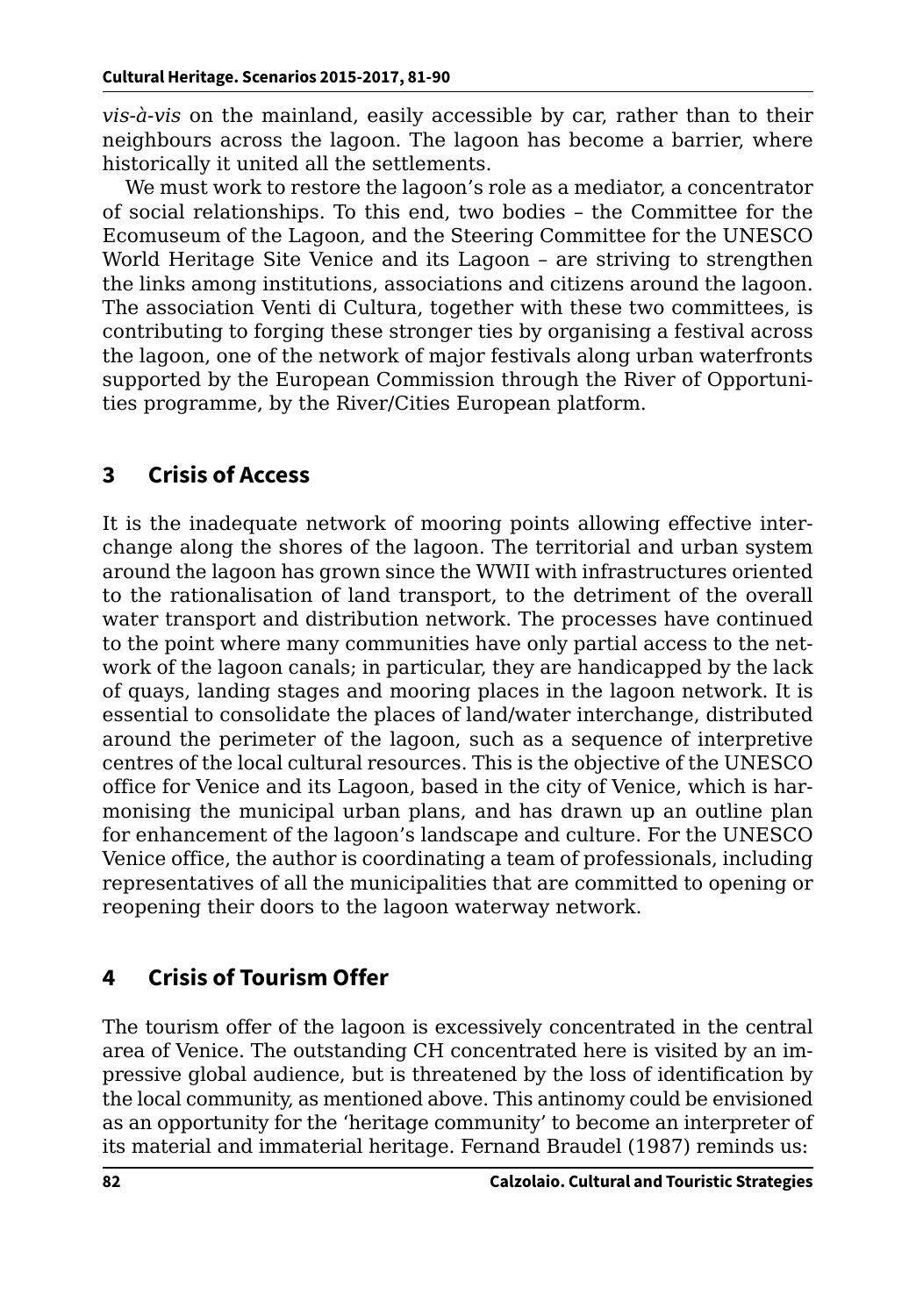*vis-à-vis* on the mainland, easily accessible by car, rather than to their neighbours across the lagoon. The lagoon has become a barrier, where historically it united all the settlements.

We must work to restore the lagoon's role as a mediator, a concentrator of social relationships. To this end, two bodies – the Committee for the Ecomuseum of the Lagoon, and the Steering Committee for the UNESCO World Heritage Site Venice and its Lagoon – are striving to strengthen the links among institutions, associations and citizens around the lagoon. The association Venti di Cultura, together with these two committees, is contributing to forging these stronger ties by organising a festival across the lagoon, one of the network of major festivals along urban waterfronts supported by the European Commission through the River of Opportunities programme, by the River/Cities European platform.

## 3 Crisis of Access

It is the inadequate network of mooring points allowing effective interchange along the shores of the lagoon. The territorial and urban system around the lagoon has grown since the WWII with infrastructures oriented to the rationalisation of land transport, to the detriment of the overall water transport and distribution network. The processes have continued to the point where many communities have only partial access to the network of the lagoon canals; in particular, they are handicapped by the lack of quays, landing stages and mooring places in the lagoon network. It is essential to consolidate the places of land/water interchange, distributed around the perimeter of the lagoon, such as a sequence of interpretive centres of the local cultural resources. This is the objective of the UNESCO office for Venice and its Lagoon, based in the city of Venice, which is harmonising the municipal urban plans, and has drawn up an outline plan for enhancement of the lagoon's landscape and culture. For the UNESCO Venice office, the author is coordinating a team of professionals, including representatives of all the municipalities that are committed to opening or reopening their doors to the lagoon waterway network.

## 4 Crisis of Tourism Offer

The tourism offer of the lagoon is excessively concentrated in the central area of Venice. The outstanding CH concentrated here is visited by an impressive global audience, but is threatened by the loss of identification by the local community, as mentioned above. This antinomy could be envisioned as an opportunity for the 'heritage community' to become an interpreter of its material and immaterial heritage. Fernand Braudel (1987) reminds us: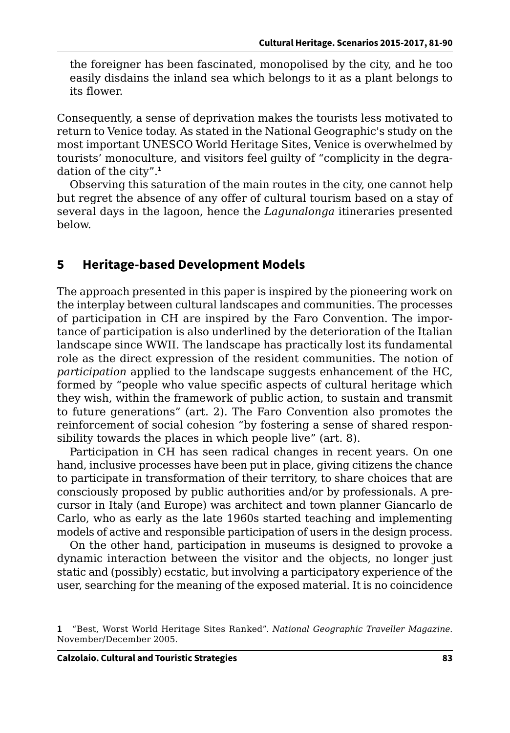the foreigner has been fascinated, monopolised by the city, and he too easily disdains the inland sea which belongs to it as a plant belongs to its flower.

Consequently, a sense of deprivation makes the tourists less motivated to return to Venice today. As stated in the National Geographic's study on the most important UNESCO World Heritage Sites, Venice is overwhelmed by tourists' monoculture, and visitors feel guilty of "complicity in the degradation of the city".[1]

Observing this saturation of the main routes in the city, one cannot help but regret the absence of any offer of cultural tourism based on a stay of several days in the lagoon, hence the *Lagunalonga* itineraries presented below.

## 5 Heritage-based Development Models

The approach presented in this paper is inspired by the pioneering work on the interplay between cultural landscapes and communities. The processes of participation in CH are inspired by the Faro Convention. The importance of participation is also underlined by the deterioration of the Italian landscape since WWII. The landscape has practically lost its fundamental role as the direct expression of the resident communities. The notion of *participation* applied to the landscape suggests enhancement of the HC, formed by "people who value specific aspects of cultural heritage which they wish, within the framework of public action, to sustain and transmit to future generations" (art. 2). The Faro Convention also promotes the reinforcement of social cohesion "by fostering a sense of shared responsibility towards the places in which people live" (art. 8).

Participation in CH has seen radical changes in recent years. On one hand, inclusive processes have been put in place, giving citizens the chance to participate in transformation of their territory, to share choices that are consciously proposed by public authorities and/or by professionals. A precursor in Italy (and Europe) was architect and town planner Giancarlo de Carlo, who as early as the late 1960s started teaching and implementing models of active and responsible participation of users in the design process.

On the other hand, participation in museums is designed to provoke a dynamic interaction between the visitor and the objects, no longer just static and (possibly) ecstatic, but involving a participatory experience of the user, searching for the meaning of the exposed material. It is no coincidence

1 "Best, Worst World Heritage Sites Ranked". *National Geographic Traveller Magazine*. November/December 2005.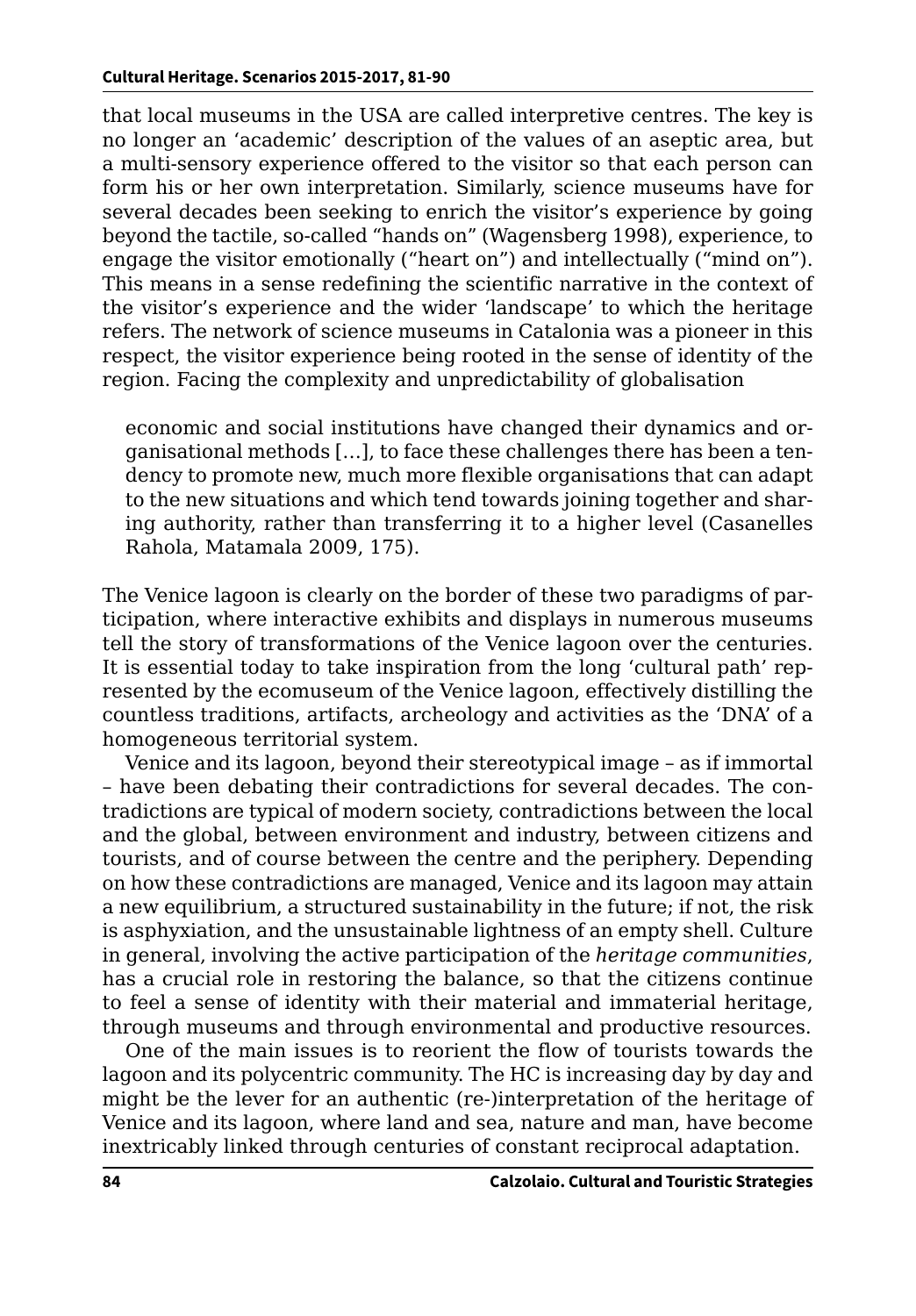that local museums in the USA are called interpretive centres. The key is no longer an 'academic' description of the values of an aseptic area, but a multi-sensory experience offered to the visitor so that each person can form his or her own interpretation. Similarly, science museums have for several decades been seeking to enrich the visitor's experience by going beyond the tactile, so-called "hands on" (Wagensberg 1998), experience, to engage the visitor emotionally ("heart on") and intellectually ("mind on"). This means in a sense redefining the scientific narrative in the context of the visitor's experience and the wider 'landscape' to which the heritage refers. The network of science museums in Catalonia was a pioneer in this respect, the visitor experience being rooted in the sense of identity of the region. Facing the complexity and unpredictability of globalisation

> economic and social institutions have changed their dynamics and organisational methods […], to face these challenges there has been a tendency to promote new, much more flexible organisations that can adapt to the new situations and which tend towards joining together and sharing authority, rather than transferring it to a higher level (Casanelles Rahola, Matamala 2009, 175).

The Venice lagoon is clearly on the border of these two paradigms of participation, where interactive exhibits and displays in numerous museums tell the story of transformations of the Venice lagoon over the centuries. It is essential today to take inspiration from the long 'cultural path' represented by the ecomuseum of the Venice lagoon, effectively distilling the countless traditions, artifacts, archeology and activities as the 'DNA' of a homogeneous territorial system.

Venice and its lagoon, beyond their stereotypical image – as if immortal – have been debating their contradictions for several decades. The contradictions are typical of modern society, contradictions between the local and the global, between environment and industry, between citizens and tourists, and of course between the centre and the periphery. Depending on how these contradictions are managed, Venice and its lagoon may attain a new equilibrium, a structured sustainability in the future; if not, the risk is asphyxiation, and the unsustainable lightness of an empty shell. Culture in general, involving the active participation of the *heritage communities*, has a crucial role in restoring the balance, so that the citizens continue to feel a sense of identity with their material and immaterial heritage, through museums and through environmental and productive resources.

One of the main issues is to reorient the flow of tourists towards the lagoon and its polycentric community. The HC is increasing day by day and might be the lever for an authentic (re-)interpretation of the heritage of Venice and its lagoon, where land and sea, nature and man, have become inextricably linked through centuries of constant reciprocal adaptation.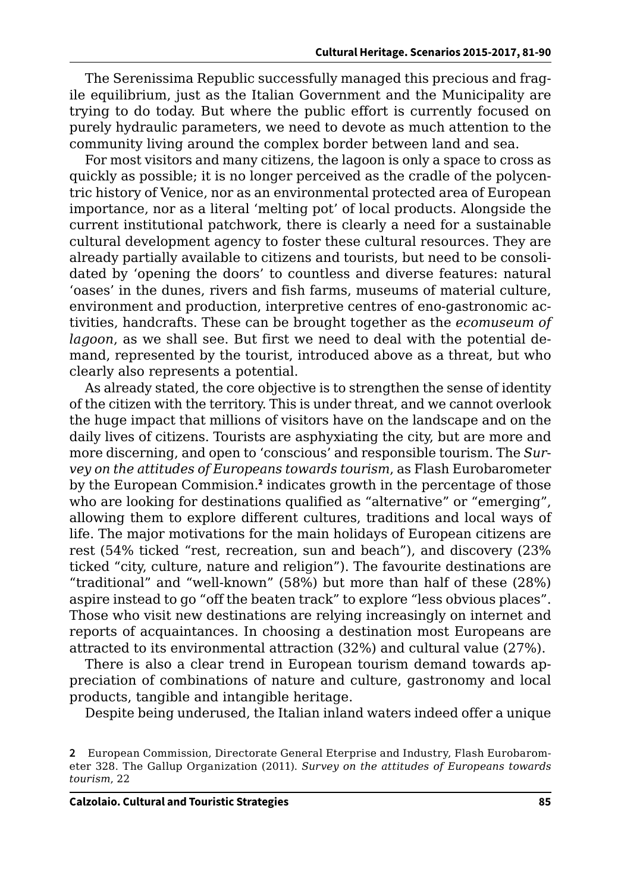The Serenissima Republic successfully managed this precious and fragile equilibrium, just as the Italian Government and the Municipality are trying to do today. But where the public effort is currently focused on purely hydraulic parameters, we need to devote as much attention to the community living around the complex border between land and sea.

For most visitors and many citizens, the lagoon is only a space to cross as quickly as possible; it is no longer perceived as the cradle of the polycentric history of Venice, nor as an environmental protected area of European importance, nor as a literal 'melting pot' of local products. Alongside the current institutional patchwork, there is clearly a need for a sustainable cultural development agency to foster these cultural resources. They are already partially available to citizens and tourists, but need to be consolidated by 'opening the doors' to countless and diverse features: natural 'oases' in the dunes, rivers and fish farms, museums of material culture, environment and production, interpretive centres of eno-gastronomic activities, handcrafts. These can be brought together as the *ecomuseum of lagoon*, as we shall see. But first we need to deal with the potential demand, represented by the tourist, introduced above as a threat, but who clearly also represents a potential.

As already stated, the core objective is to strengthen the sense of identity of the citizen with the territory. This is under threat, and we cannot overlook the huge impact that millions of visitors have on the landscape and on the daily lives of citizens. Tourists are asphyxiating the city, but are more and more discerning, and open to 'conscious' and responsible tourism. The *Survey on the attitudes of Europeans towards tourism*, as Flash Eurobarometer by the European Commision.[2] indicates growth in the percentage of those who are looking for destinations qualified as "alternative" or "emerging", allowing them to explore different cultures, traditions and local ways of life. The major motivations for the main holidays of European citizens are rest (54% ticked "rest, recreation, sun and beach"), and discovery (23% ticked "city, culture, nature and religion"). The favourite destinations are "traditional" and "well-known" (58%) but more than half of these (28%) aspire instead to go "off the beaten track" to explore "less obvious places". Those who visit new destinations are relying increasingly on internet and reports of acquaintances. In choosing a destination most Europeans are attracted to its environmental attraction (32%) and cultural value (27%).

There is also a clear trend in European tourism demand towards appreciation of combinations of nature and culture, gastronomy and local products, tangible and intangible heritage.

Despite being underused, the Italian inland waters indeed offer a unique

---

**2** European Commission, Directorate General Eterprise and Industry, Flash Eurobarometer 328. The Gallup Organization (2011). *Survey on the attitudes of Europeans towards tourism*, 22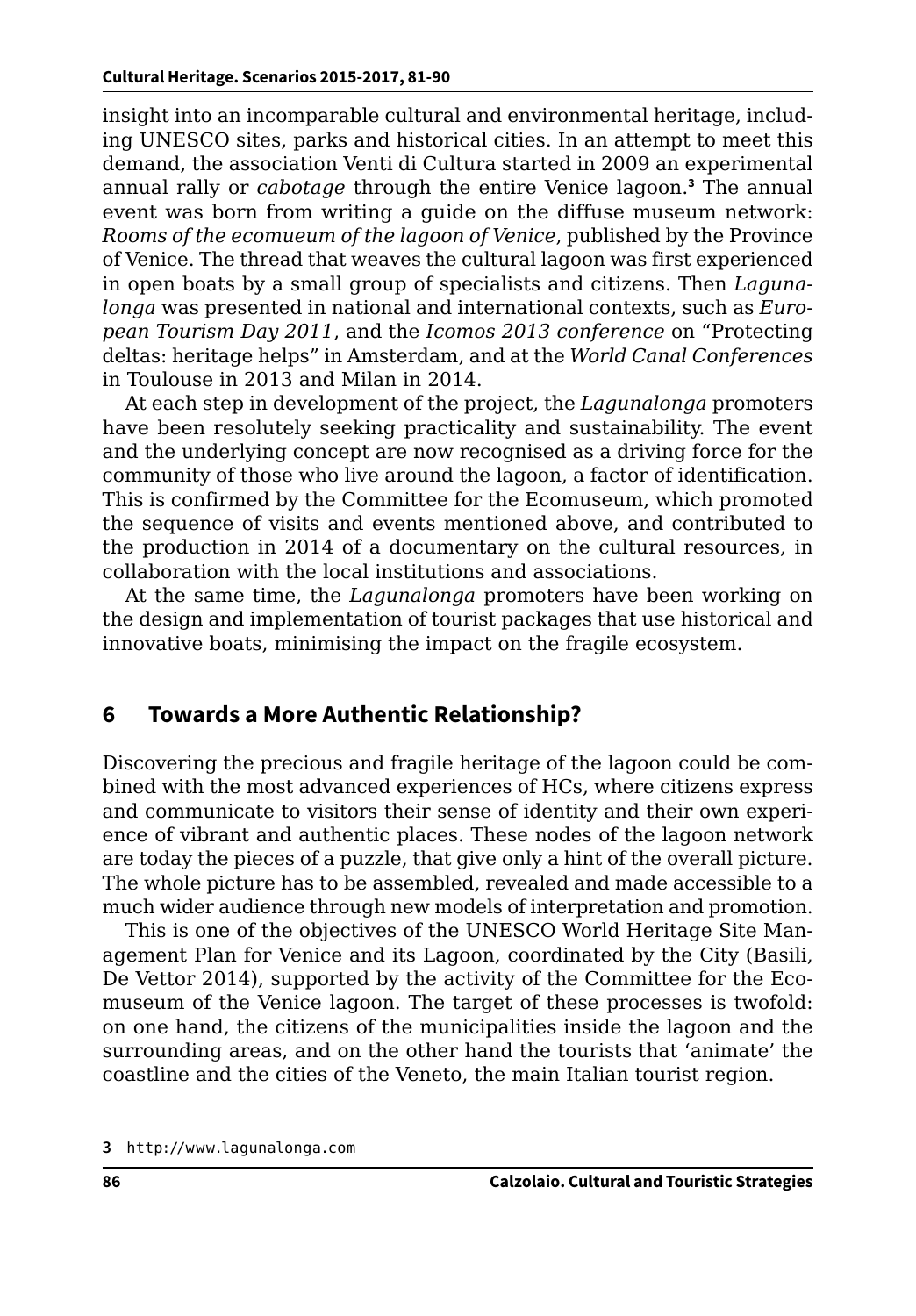insight into an incomparable cultural and environmental heritage, including UNESCO sites, parks and historical cities. In an attempt to meet this demand, the association Venti di Cultura started in 2009 an experimental annual rally or *cabotage* through the entire Venice lagoon.[3] The annual event was born from writing a guide on the diffuse museum network: *Rooms of the ecomueum of the lagoon of Venice*, published by the Province of Venice. The thread that weaves the cultural lagoon was first experienced in open boats by a small group of specialists and citizens. Then *Lagunalonga* was presented in national and international contexts, such as *European Tourism Day 2011*, and the *Icomos 2013 conference* on "Protecting deltas: heritage helps" in Amsterdam, and at the *World Canal Conferences* in Toulouse in 2013 and Milan in 2014.

At each step in development of the project, the *Lagunalonga* promoters have been resolutely seeking practicality and sustainability. The event and the underlying concept are now recognised as a driving force for the community of those who live around the lagoon, a factor of identification. This is confirmed by the Committee for the Ecomuseum, which promoted the sequence of visits and events mentioned above, and contributed to the production in 2014 of a documentary on the cultural resources, in collaboration with the local institutions and associations.

At the same time, the *Lagunalonga* promoters have been working on the design and implementation of tourist packages that use historical and innovative boats, minimising the impact on the fragile ecosystem.

## 6 Towards a More Authentic Relationship?

Discovering the precious and fragile heritage of the lagoon could be combined with the most advanced experiences of HCs, where citizens express and communicate to visitors their sense of identity and their own experience of vibrant and authentic places. These nodes of the lagoon network are today the pieces of a puzzle, that give only a hint of the overall picture. The whole picture has to be assembled, revealed and made accessible to a much wider audience through new models of interpretation and promotion.

This is one of the objectives of the UNESCO World Heritage Site Management Plan for Venice and its Lagoon, coordinated by the City (Basili, De Vettor 2014), supported by the activity of the Committee for the Ecomuseum of the Venice lagoon. The target of these processes is twofold: on one hand, the citizens of the municipalities inside the lagoon and the surrounding areas, and on the other hand the tourists that 'animate' the coastline and the cities of the Veneto, the main Italian tourist region.

3 http://www.lagunalonga.com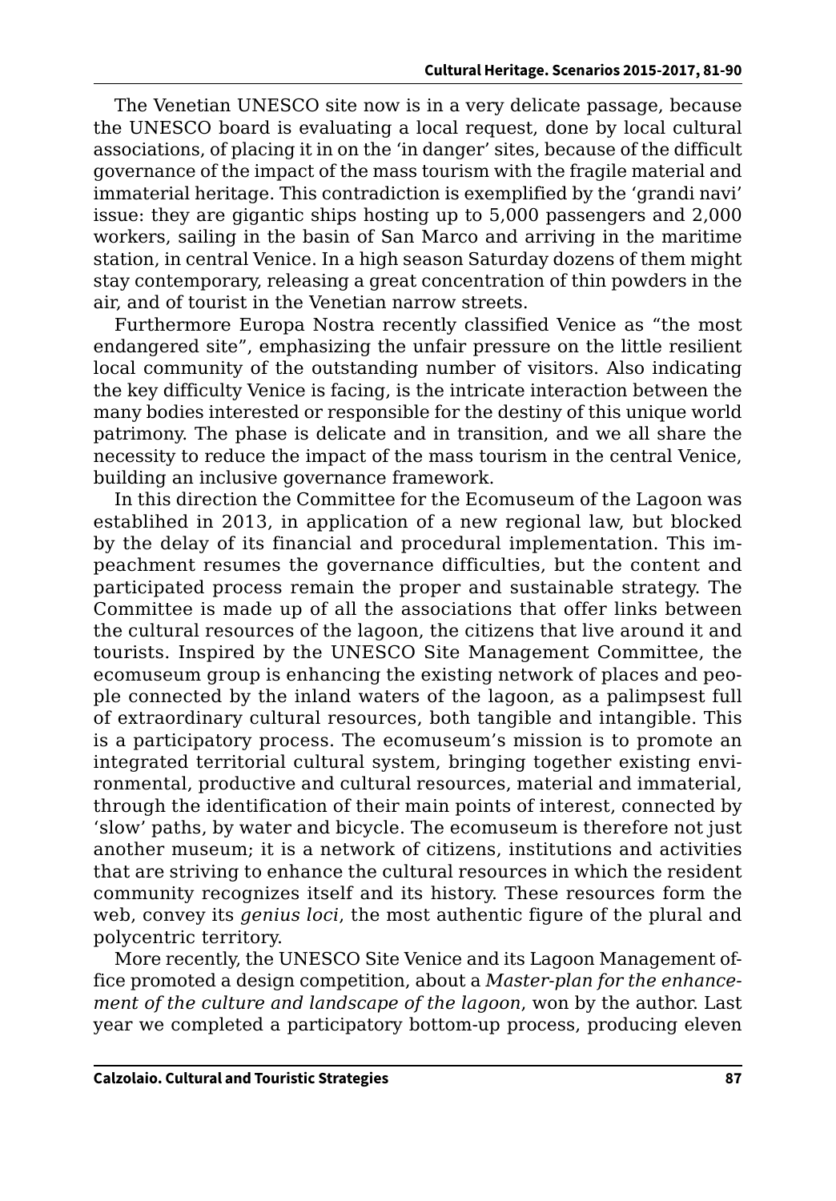The Venetian UNESCO site now is in a very delicate passage, because the UNESCO board is evaluating a local request, done by local cultural associations, of placing it in on the 'in danger' sites, because of the difficult governance of the impact of the mass tourism with the fragile material and immaterial heritage. This contradiction is exemplified by the 'grandi navi' issue: they are gigantic ships hosting up to 5,000 passengers and 2,000 workers, sailing in the basin of San Marco and arriving in the maritime station, in central Venice. In a high season Saturday dozens of them might stay contemporary, releasing a great concentration of thin powders in the air, and of tourist in the Venetian narrow streets.

Furthermore Europa Nostra recently classified Venice as "the most endangered site", emphasizing the unfair pressure on the little resilient local community of the outstanding number of visitors. Also indicating the key difficulty Venice is facing, is the intricate interaction between the many bodies interested or responsible for the destiny of this unique world patrimony. The phase is delicate and in transition, and we all share the necessity to reduce the impact of the mass tourism in the central Venice, building an inclusive governance framework.

In this direction the Committee for the Ecomuseum of the Lagoon was establihed in 2013, in application of a new regional law, but blocked by the delay of its financial and procedural implementation. This impeachment resumes the governance difficulties, but the content and participated process remain the proper and sustainable strategy. The Committee is made up of all the associations that offer links between the cultural resources of the lagoon, the citizens that live around it and tourists. Inspired by the UNESCO Site Management Committee, the ecomuseum group is enhancing the existing network of places and people connected by the inland waters of the lagoon, as a palimpsest full of extraordinary cultural resources, both tangible and intangible. This is a participatory process. The ecomuseum's mission is to promote an integrated territorial cultural system, bringing together existing environmental, productive and cultural resources, material and immaterial, through the identification of their main points of interest, connected by 'slow' paths, by water and bicycle. The ecomuseum is therefore not just another museum; it is a network of citizens, institutions and activities that are striving to enhance the cultural resources in which the resident community recognizes itself and its history. These resources form the web, convey its *genius loci*, the most authentic figure of the plural and polycentric territory.

More recently, the UNESCO Site Venice and its Lagoon Management office promoted a design competition, about a *Master-plan for the enhancement of the culture and landscape of the lagoon*, won by the author. Last year we completed a participatory bottom-up process, producing eleven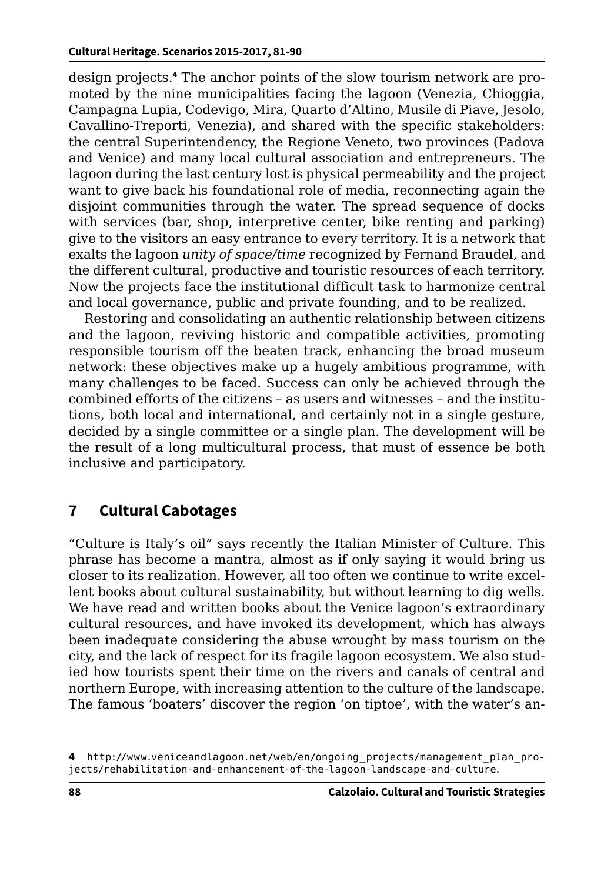design projects.[4] The anchor points of the slow tourism network are promoted by the nine municipalities facing the lagoon (Venezia, Chioggia, Campagna Lupia, Codevigo, Mira, Quarto d'Altino, Musile di Piave, Jesolo, Cavallino-Treporti, Venezia), and shared with the specific stakeholders: the central Superintendency, the Regione Veneto, two provinces (Padova and Venice) and many local cultural association and entrepreneurs. The lagoon during the last century lost is physical permeability and the project want to give back his foundational role of media, reconnecting again the disjoint communities through the water. The spread sequence of docks with services (bar, shop, interpretive center, bike renting and parking) give to the visitors an easy entrance to every territory. It is a network that exalts the lagoon *unity of space/time* recognized by Fernand Braudel, and the different cultural, productive and touristic resources of each territory. Now the projects face the institutional difficult task to harmonize central and local governance, public and private founding, and to be realized.

Restoring and consolidating an authentic relationship between citizens and the lagoon, reviving historic and compatible activities, promoting responsible tourism off the beaten track, enhancing the broad museum network: these objectives make up a hugely ambitious programme, with many challenges to be faced. Success can only be achieved through the combined efforts of the citizens – as users and witnesses – and the institutions, both local and international, and certainly not in a single gesture, decided by a single committee or a single plan. The development will be the result of a long multicultural process, that must of essence be both inclusive and participatory.

## 7 Cultural Cabotages

"Culture is Italy's oil" says recently the Italian Minister of Culture. This phrase has become a mantra, almost as if only saying it would bring us closer to its realization. However, all too often we continue to write excellent books about cultural sustainability, but without learning to dig wells. We have read and written books about the Venice lagoon's extraordinary cultural resources, and have invoked its development, which has always been inadequate considering the abuse wrought by mass tourism on the city, and the lack of respect for its fragile lagoon ecosystem. We also studied how tourists spent their time on the rivers and canals of central and northern Europe, with increasing attention to the culture of the landscape. The famous 'boaters' discover the region 'on tiptoe', with the water's an-

[4] http://www.veniceandlagoon.net/web/en/ongoing_projects/management_plan_projects/rehabilitation-and-enhancement-of-the-lagoon-landscape-and-culture.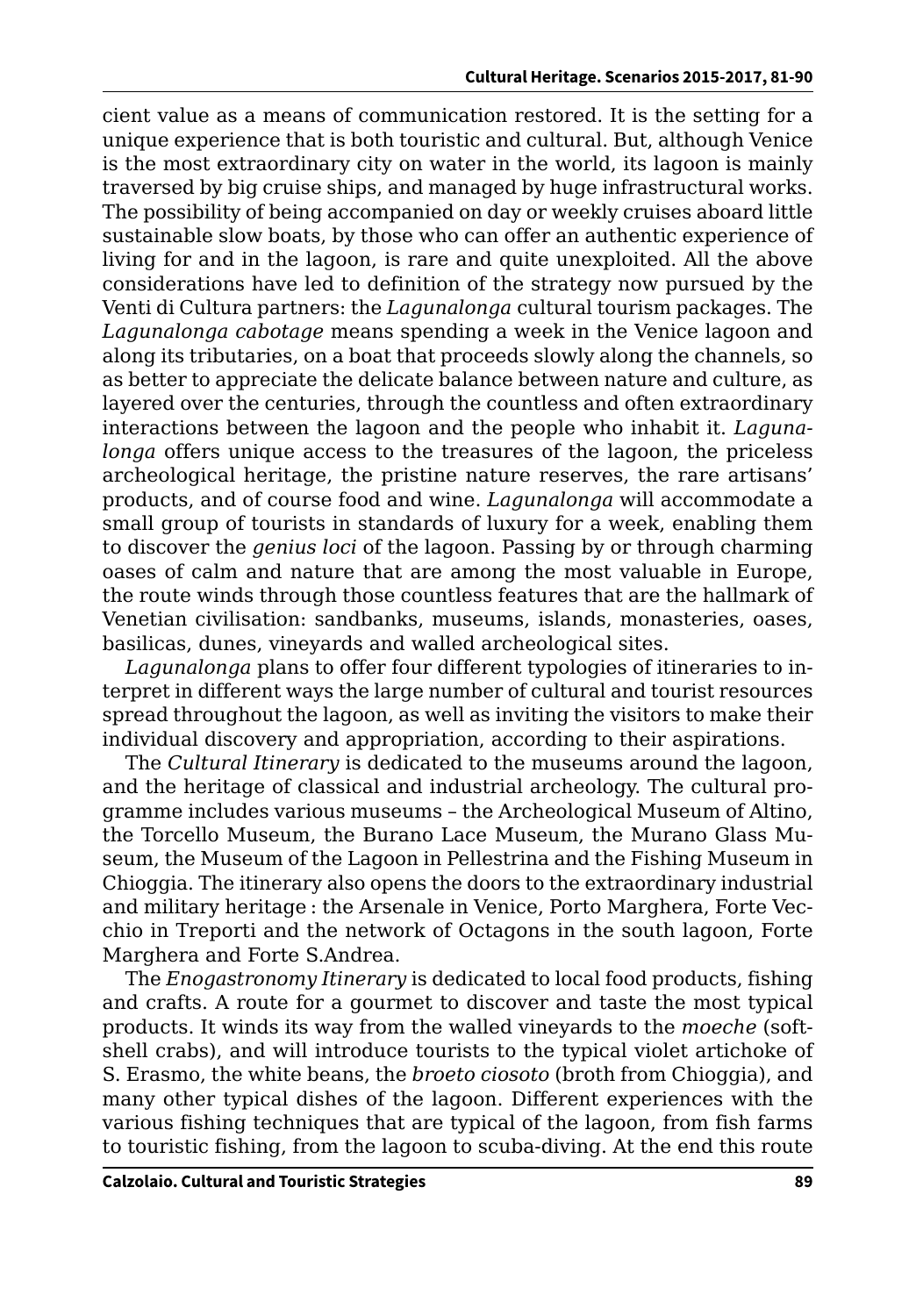cient value as a means of communication restored. It is the setting for a unique experience that is both touristic and cultural. But, although Venice is the most extraordinary city on water in the world, its lagoon is mainly traversed by big cruise ships, and managed by huge infrastructural works. The possibility of being accompanied on day or weekly cruises aboard little sustainable slow boats, by those who can offer an authentic experience of living for and in the lagoon, is rare and quite unexploited. All the above considerations have led to definition of the strategy now pursued by the Venti di Cultura partners: the *Lagunalonga* cultural tourism packages. The *Lagunalonga cabotage* means spending a week in the Venice lagoon and along its tributaries, on a boat that proceeds slowly along the channels, so as better to appreciate the delicate balance between nature and culture, as layered over the centuries, through the countless and often extraordinary interactions between the lagoon and the people who inhabit it. *Lagunalonga* offers unique access to the treasures of the lagoon, the priceless archeological heritage, the pristine nature reserves, the rare artisans' products, and of course food and wine. *Lagunalonga* will accommodate a small group of tourists in standards of luxury for a week, enabling them to discover the *genius loci* of the lagoon. Passing by or through charming oases of calm and nature that are among the most valuable in Europe, the route winds through those countless features that are the hallmark of Venetian civilisation: sandbanks, museums, islands, monasteries, oases, basilicas, dunes, vineyards and walled archeological sites.

*Lagunalonga* plans to offer four different typologies of itineraries to interpret in different ways the large number of cultural and tourist resources spread throughout the lagoon, as well as inviting the visitors to make their individual discovery and appropriation, according to their aspirations.

The *Cultural Itinerary* is dedicated to the museums around the lagoon, and the heritage of classical and industrial archeology. The cultural programme includes various museums – the Archeological Museum of Altino, the Torcello Museum, the Burano Lace Museum, the Murano Glass Museum, the Museum of the Lagoon in Pellestrina and the Fishing Museum in Chioggia. The itinerary also opens the doors to the extraordinary industrial and military heritage : the Arsenale in Venice, Porto Marghera, Forte Vecchio in Treporti and the network of Octagons in the south lagoon, Forte Marghera and Forte S.Andrea.

The *Enogastronomy Itinerary* is dedicated to local food products, fishing and crafts. A route for a gourmet to discover and taste the most typical products. It winds its way from the walled vineyards to the *moeche* (soft-shell crabs), and will introduce tourists to the typical violet artichoke of S. Erasmo, the white beans, the *broeto ciosoto* (broth from Chioggia), and many other typical dishes of the lagoon. Different experiences with the various fishing techniques that are typical of the lagoon, from fish farms to touristic fishing, from the lagoon to scuba-diving. At the end this route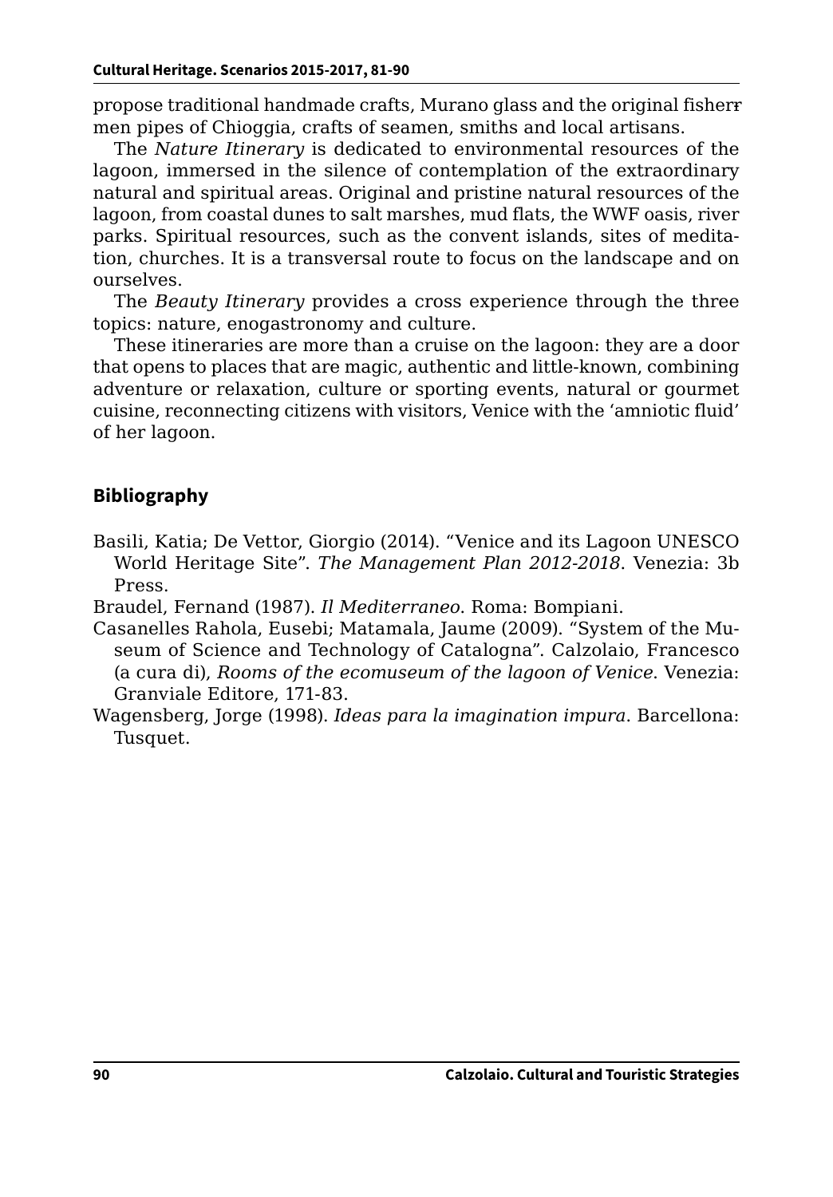propose traditional handmade crafts, Murano glass and the original fishermen pipes of Chioggia, crafts of seamen, smiths and local artisans.

The *Nature Itinerary* is dedicated to environmental resources of the lagoon, immersed in the silence of contemplation of the extraordinary natural and spiritual areas. Original and pristine natural resources of the lagoon, from coastal dunes to salt marshes, mud flats, the WWF oasis, river parks. Spiritual resources, such as the convent islands, sites of meditation, churches. It is a transversal route to focus on the landscape and on ourselves.

The *Beauty Itinerary* provides a cross experience through the three topics: nature, enogastronomy and culture.

These itineraries are more than a cruise on the lagoon: they are a door that opens to places that are magic, authentic and little-known, combining adventure or relaxation, culture or sporting events, natural or gourmet cuisine, reconnecting citizens with visitors, Venice with the 'amniotic fluid' of her lagoon.

## Bibliography

Basili, Katia; De Vettor, Giorgio (2014). "Venice and its Lagoon UNESCO World Heritage Site". *The Management Plan 2012-2018*. Venezia: 3b Press.

Braudel, Fernand (1987). *Il Mediterraneo*. Roma: Bompiani.

Casanelles Rahola, Eusebi; Matamala, Jaume (2009). "System of the Museum of Science and Technology of Catalogna". Calzolaio, Francesco (a cura di), *Rooms of the ecomuseum of the lagoon of Venice*. Venezia: Granviale Editore, 171-83.

Wagensberg, Jorge (1998). *Ideas para la imagination impura*. Barcellona: Tusquet.